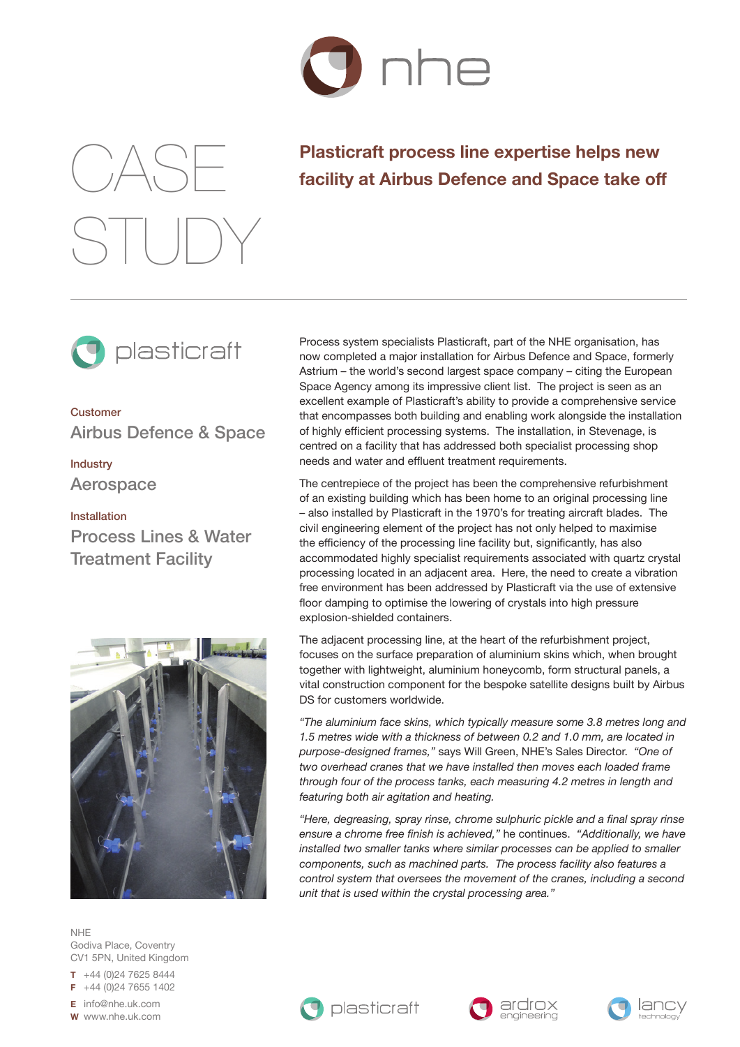nhe

# CASE STUDY

## Plasticraft process line expertise helps new facility at Airbus Defence and Space take off

plasticraft

Customer

**Airbus Defence & Space**

Industry

**Aerospace**

Installation

**Process Lines & Water Treatment Facility**

Process system specialists Plasticraft, part of the NHE organisation, has now completed a major installation for Airbus Defence and Space, formerly Astrium – the world's second largest space company – citing the European Space Agency among its impressive client list. The project is seen as an excellent example of Plasticraft's ability to provide a comprehensive service that encompasses both building and enabling work alongside the installation of highly efficient processing systems. The installation, in Stevenage, is centred on a facility that has addressed both specialist processing shop needs and water and effluent treatment requirements.

The centrepiece of the project has been the comprehensive refurbishment of an existing building which has been home to an original processing line – also installed by Plasticraft in the 1970's for treating aircraft blades. The civil engineering element of the project has not only helped to maximise the efficiency of the processing line facility but, significantly, has also accommodated highly specialist requirements associated with quartz crystal processing located in an adjacent area. Here, the need to create a vibration free environment has been addressed by Plasticraft via the use of extensive floor damping to optimise the lowering of crystals into high pressure explosion-shielded containers.

The adjacent processing line, at the heart of the refurbishment project, focuses on the surface preparation of aluminium skins which, when brought together with lightweight, aluminium honeycomb, form structural panels, a vital construction component for the bespoke satellite designs built by Airbus DS for customers worldwide.

*"The aluminium face skins, which typically measure some 3.8 metres long and 1.5 metres wide with a thickness of between 0.2 and 1.0 mm, are located in purpose-designed frames,"* says Will Green, NHE's Sales Director. *"One of two overhead cranes that we have installed then moves each loaded frame through four of the process tanks, each measuring 4.2 metres in length and featuring both air agitation and heating.*

*"Here, degreasing, spray rinse, chrome sulphuric pickle and a final spray rinse ensure a chrome free finish is achieved,"* he continues. *"Additionally, we have installed two smaller tanks where similar processes can be applied to smaller components, such as machined parts. The process facility also features a control system that oversees the movement of the cranes, including a second unit that is used within the crystal processing area."*

NHE
Godiva Place, Coventry
CV1 5PN, United Kingdom

**T** +44 (0)24 7625 8444
**F** +44 (0)24 7655 1402
**E** info@nhe.uk.com
**W** www.nhe.uk.com

plasticraft | ardrox engineering | lancy technology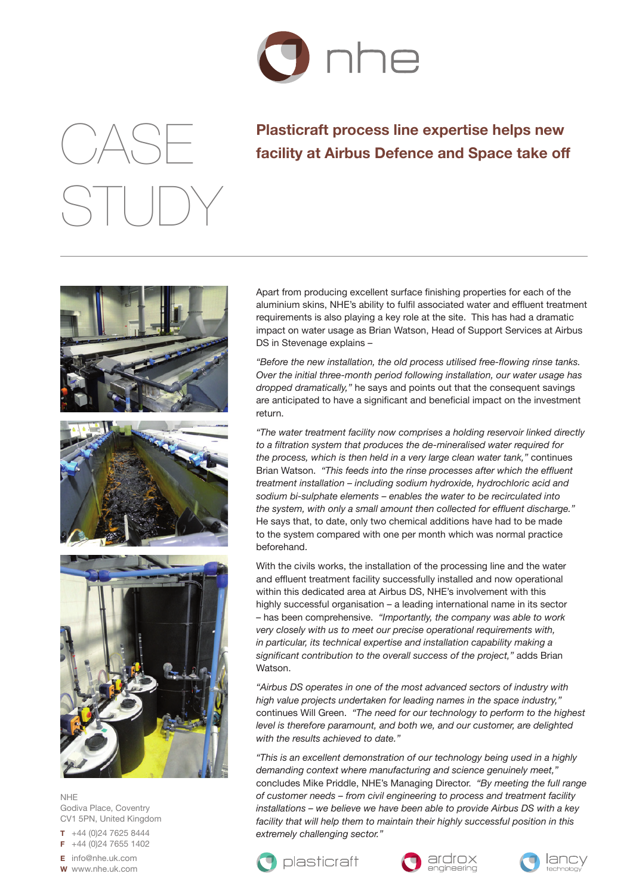# CASE STUDY

## Plasticraft process line expertise helps new facility at Airbus Defence and Space take off

Apart from producing excellent surface finishing properties for each of the aluminium skins, NHE's ability to fulfil associated water and effluent treatment requirements is also playing a key role at the site. This has had a dramatic impact on water usage as Brian Watson, Head of Support Services at Airbus DS in Stevenage explains –

*"Before the new installation, the old process utilised free-flowing rinse tanks. Over the initial three-month period following installation, our water usage has dropped dramatically,"* he says and points out that the consequent savings are anticipated to have a significant and beneficial impact on the investment return.

*"The water treatment facility now comprises a holding reservoir linked directly to a filtration system that produces the de-mineralised water required for the process, which is then held in a very large clean water tank,"* continues Brian Watson. *"This feeds into the rinse processes after which the effluent treatment installation – including sodium hydroxide, hydrochloric acid and sodium bi-sulphate elements – enables the water to be recirculated into the system, with only a small amount then collected for effluent discharge."* He says that, to date, only two chemical additions have had to be made to the system compared with one per month which was normal practice beforehand.

With the civils works, the installation of the processing line and the water and effluent treatment facility successfully installed and now operational within this dedicated area at Airbus DS, NHE's involvement with this highly successful organisation – a leading international name in its sector – has been comprehensive. *"Importantly, the company was able to work very closely with us to meet our precise operational requirements with, in particular, its technical expertise and installation capability making a significant contribution to the overall success of the project,"* adds Brian Watson.

*"Airbus DS operates in one of the most advanced sectors of industry with high value projects undertaken for leading names in the space industry,"* continues Will Green. *"The need for our technology to perform to the highest level is therefore paramount, and both we, and our customer, are delighted with the results achieved to date."*

*"This is an excellent demonstration of our technology being used in a highly demanding context where manufacturing and science genuinely meet,"* concludes Mike Priddle, NHE's Managing Director. *"By meeting the full range of customer needs – from civil engineering to process and treatment facility installations – we believe we have been able to provide Airbus DS with a key facility that will help them to maintain their highly successful position in this extremely challenging sector."*

NHE
Godiva Place, Coventry
CV1 5PN, United Kingdom

**T** +44 (0)24 7625 8444
**F** +44 (0)24 7655 1402

**E** info@nhe.uk.com
**W** www.nhe.uk.com

plasticraft | ardrox engineering | lancy technology